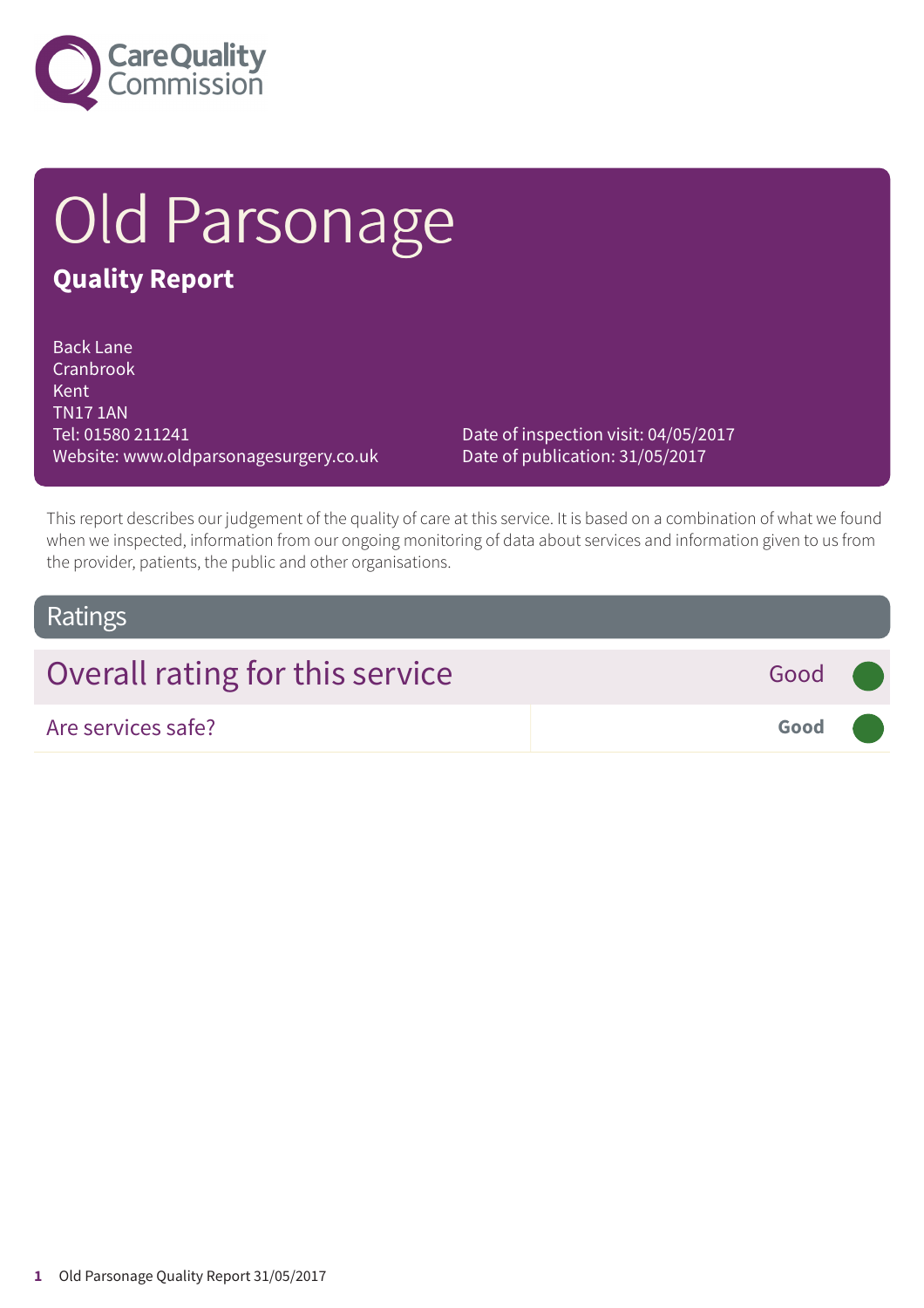Care Quality Commission

# Old Parsonage

## Quality Report

Back Lane
Cranbrook
Kent
TN17 1AN
Tel: 01580 211241
Website: www.oldparsonagesurgery.co.uk

Date of inspection visit: 04/05/2017
Date of publication: 31/05/2017

This report describes our judgement of the quality of care at this service. It is based on a combination of what we found when we inspected, information from our ongoing monitoring of data about services and information given to us from the provider, patients, the public and other organisations.

## Ratings

| Overall rating for this service | Good |
| --- | --- |
| Are services safe? | **Good** |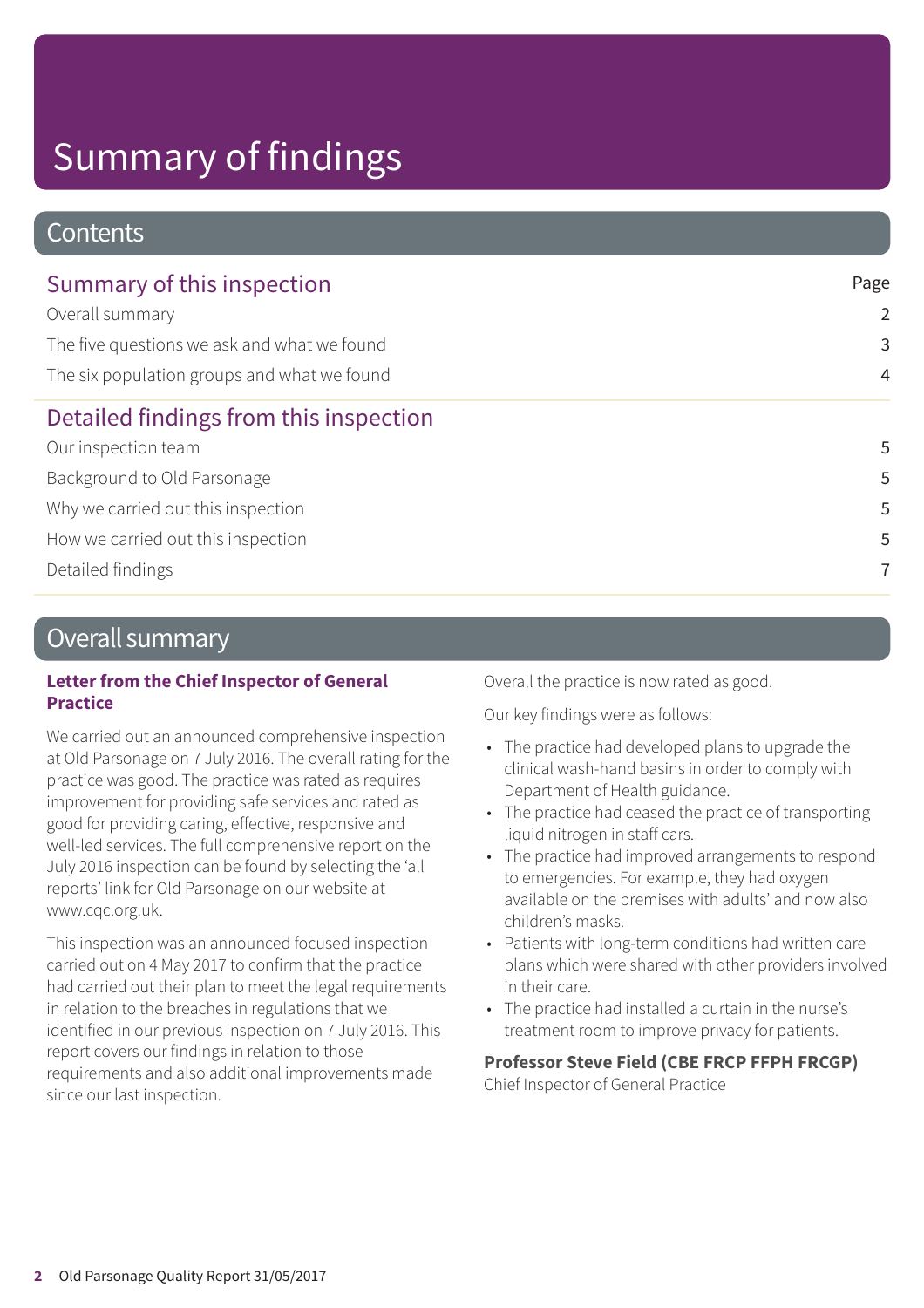# Summary of findings

## Contents

| Summary of this inspection | Page |
| --- | --- |
| Overall summary | 2 |
| The five questions we ask and what we found | 3 |
| The six population groups and what we found | 4 |
| **Detailed findings from this inspection** | |
| Our inspection team | 5 |
| Background to Old Parsonage | 5 |
| Why we carried out this inspection | 5 |
| How we carried out this inspection | 5 |
| Detailed findings | 7 |

## Overall summary

### Letter from the Chief Inspector of General Practice

We carried out an announced comprehensive inspection at Old Parsonage on 7 July 2016. The overall rating for the practice was good. The practice was rated as requires improvement for providing safe services and rated as good for providing caring, effective, responsive and well-led services. The full comprehensive report on the July 2016 inspection can be found by selecting the 'all reports' link for Old Parsonage on our website at www.cqc.org.uk.

This inspection was an announced focused inspection carried out on 4 May 2017 to confirm that the practice had carried out their plan to meet the legal requirements in relation to the breaches in regulations that we identified in our previous inspection on 7 July 2016. This report covers our findings in relation to those requirements and also additional improvements made since our last inspection.

Overall the practice is now rated as good.

Our key findings were as follows:

- The practice had developed plans to upgrade the clinical wash-hand basins in order to comply with Department of Health guidance.
- The practice had ceased the practice of transporting liquid nitrogen in staff cars.
- The practice had improved arrangements to respond to emergencies. For example, they had oxygen available on the premises with adults' and now also children's masks.
- Patients with long-term conditions had written care plans which were shared with other providers involved in their care.
- The practice had installed a curtain in the nurse's treatment room to improve privacy for patients.

**Professor Steve Field (CBE FRCP FFPH FRCGP)**
Chief Inspector of General Practice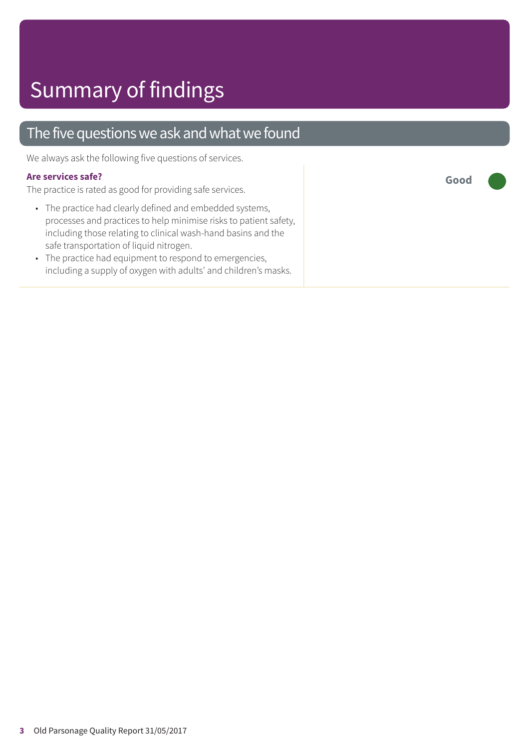# Summary of findings

## The five questions we ask and what we found

We always ask the following five questions of services.

**Are services safe?**

**Good**

The practice is rated as good for providing safe services.

- The practice had clearly defined and embedded systems, processes and practices to help minimise risks to patient safety, including those relating to clinical wash-hand basins and the safe transportation of liquid nitrogen.
- The practice had equipment to respond to emergencies, including a supply of oxygen with adults' and children's masks.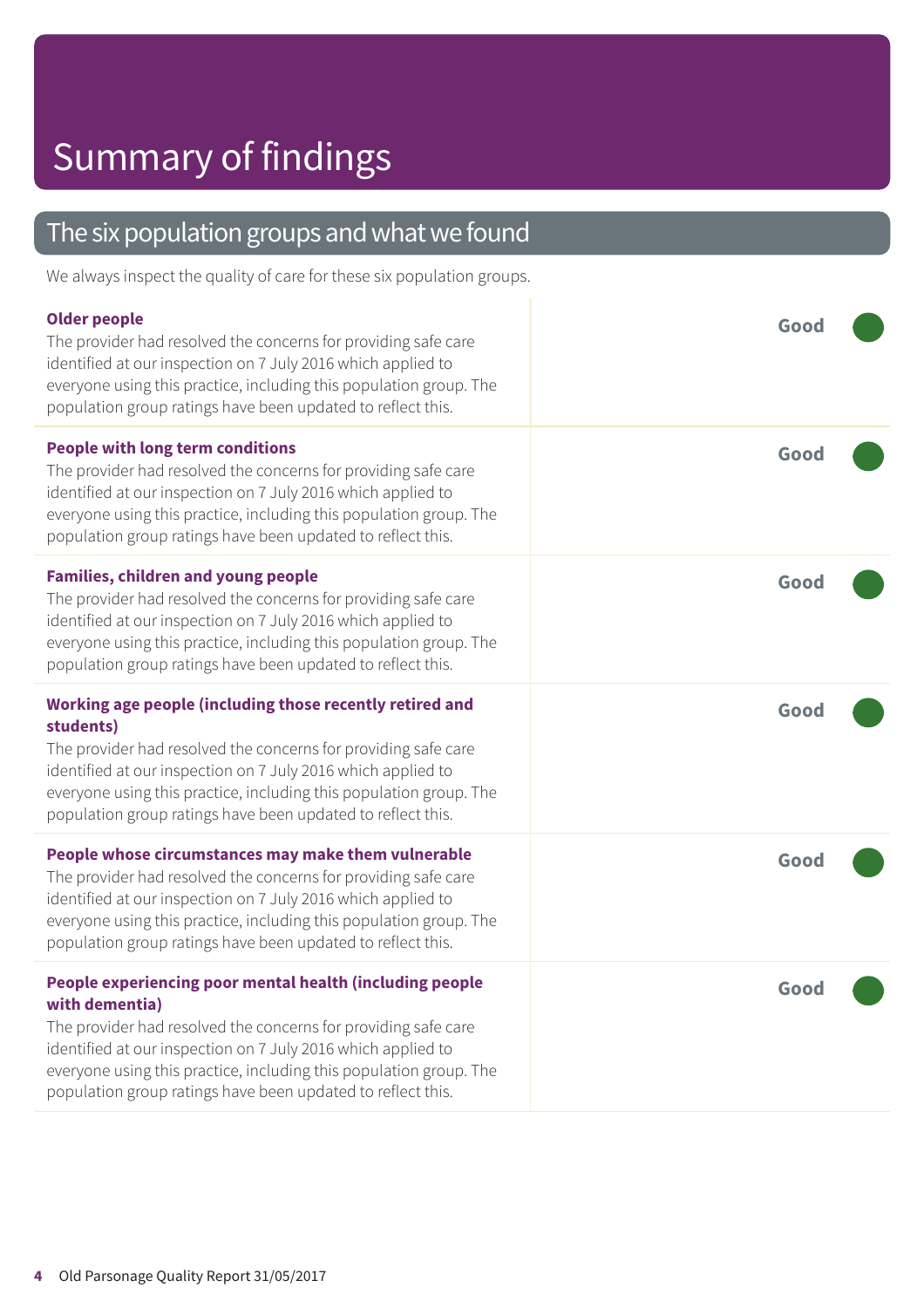# Summary of findings

## The six population groups and what we found

We always inspect the quality of care for these six population groups.

| Population group | Rating |
| --- | --- |
| **Older people**<br>The provider had resolved the concerns for providing safe care identified at our inspection on 7 July 2016 which applied to everyone using this practice, including this population group. The population group ratings have been updated to reflect this. | **Good** |
| **People with long term conditions**<br>The provider had resolved the concerns for providing safe care identified at our inspection on 7 July 2016 which applied to everyone using this practice, including this population group. The population group ratings have been updated to reflect this. | **Good** |
| **Families, children and young people**<br>The provider had resolved the concerns for providing safe care identified at our inspection on 7 July 2016 which applied to everyone using this practice, including this population group. The population group ratings have been updated to reflect this. | **Good** |
| **Working age people (including those recently retired and students)**<br>The provider had resolved the concerns for providing safe care identified at our inspection on 7 July 2016 which applied to everyone using this practice, including this population group. The population group ratings have been updated to reflect this. | **Good** |
| **People whose circumstances may make them vulnerable**<br>The provider had resolved the concerns for providing safe care identified at our inspection on 7 July 2016 which applied to everyone using this practice, including this population group. The population group ratings have been updated to reflect this. | **Good** |
| **People experiencing poor mental health (including people with dementia)**<br>The provider had resolved the concerns for providing safe care identified at our inspection on 7 July 2016 which applied to everyone using this practice, including this population group. The population group ratings have been updated to reflect this. | **Good** |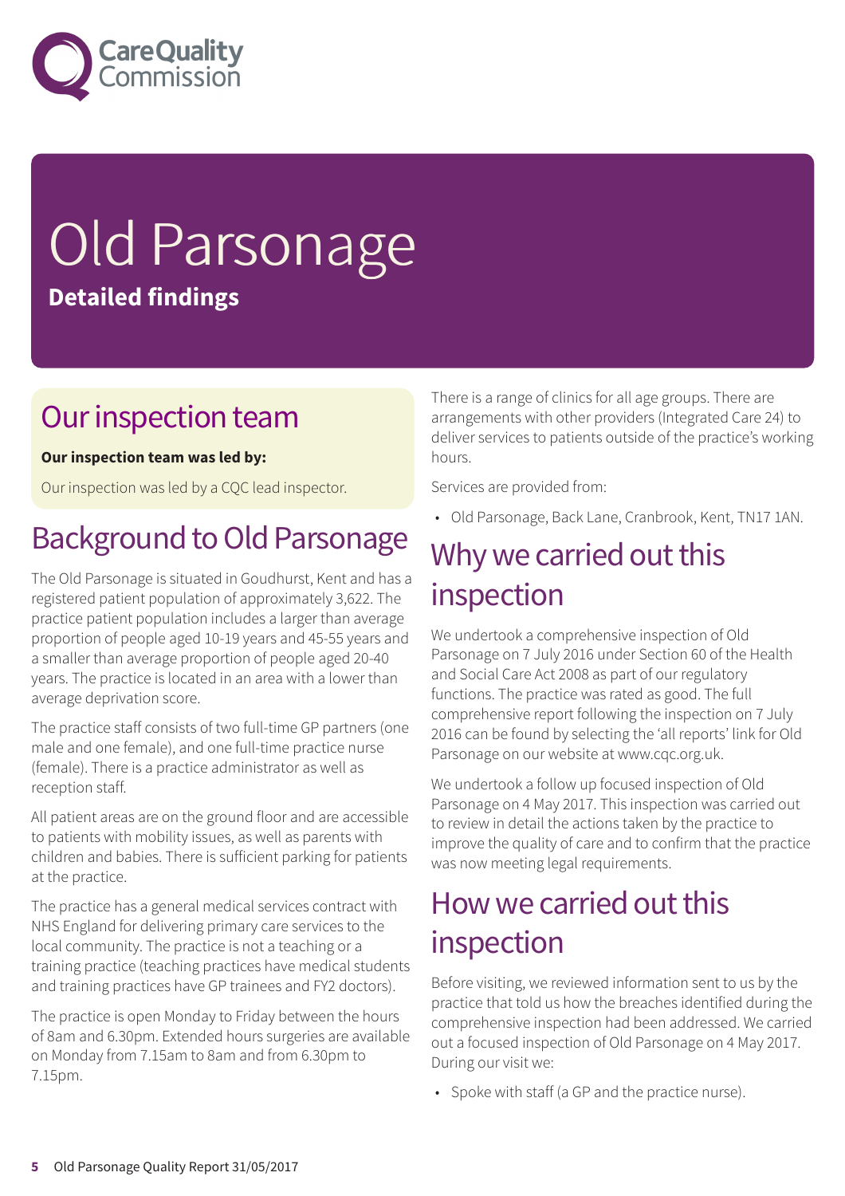# Old Parsonage

**Detailed findings**

## Our inspection team

**Our inspection team was led by:**

Our inspection was led by a CQC lead inspector.

## Background to Old Parsonage

The Old Parsonage is situated in Goudhurst, Kent and has a registered patient population of approximately 3,622. The practice patient population includes a larger than average proportion of people aged 10-19 years and 45-55 years and a smaller than average proportion of people aged 20-40 years. The practice is located in an area with a lower than average deprivation score.

The practice staff consists of two full-time GP partners (one male and one female), and one full-time practice nurse (female). There is a practice administrator as well as reception staff.

All patient areas are on the ground floor and are accessible to patients with mobility issues, as well as parents with children and babies. There is sufficient parking for patients at the practice.

The practice has a general medical services contract with NHS England for delivering primary care services to the local community. The practice is not a teaching or a training practice (teaching practices have medical students and training practices have GP trainees and FY2 doctors).

The practice is open Monday to Friday between the hours of 8am and 6.30pm. Extended hours surgeries are available on Monday from 7.15am to 8am and from 6.30pm to 7.15pm.

There is a range of clinics for all age groups. There are arrangements with other providers (Integrated Care 24) to deliver services to patients outside of the practice's working hours.

Services are provided from:

- Old Parsonage, Back Lane, Cranbrook, Kent, TN17 1AN.

## Why we carried out this inspection

We undertook a comprehensive inspection of Old Parsonage on 7 July 2016 under Section 60 of the Health and Social Care Act 2008 as part of our regulatory functions. The practice was rated as good. The full comprehensive report following the inspection on 7 July 2016 can be found by selecting the 'all reports' link for Old Parsonage on our website at www.cqc.org.uk.

We undertook a follow up focused inspection of Old Parsonage on 4 May 2017. This inspection was carried out to review in detail the actions taken by the practice to improve the quality of care and to confirm that the practice was now meeting legal requirements.

## How we carried out this inspection

Before visiting, we reviewed information sent to us by the practice that told us how the breaches identified during the comprehensive inspection had been addressed. We carried out a focused inspection of Old Parsonage on 4 May 2017. During our visit we:

- Spoke with staff (a GP and the practice nurse).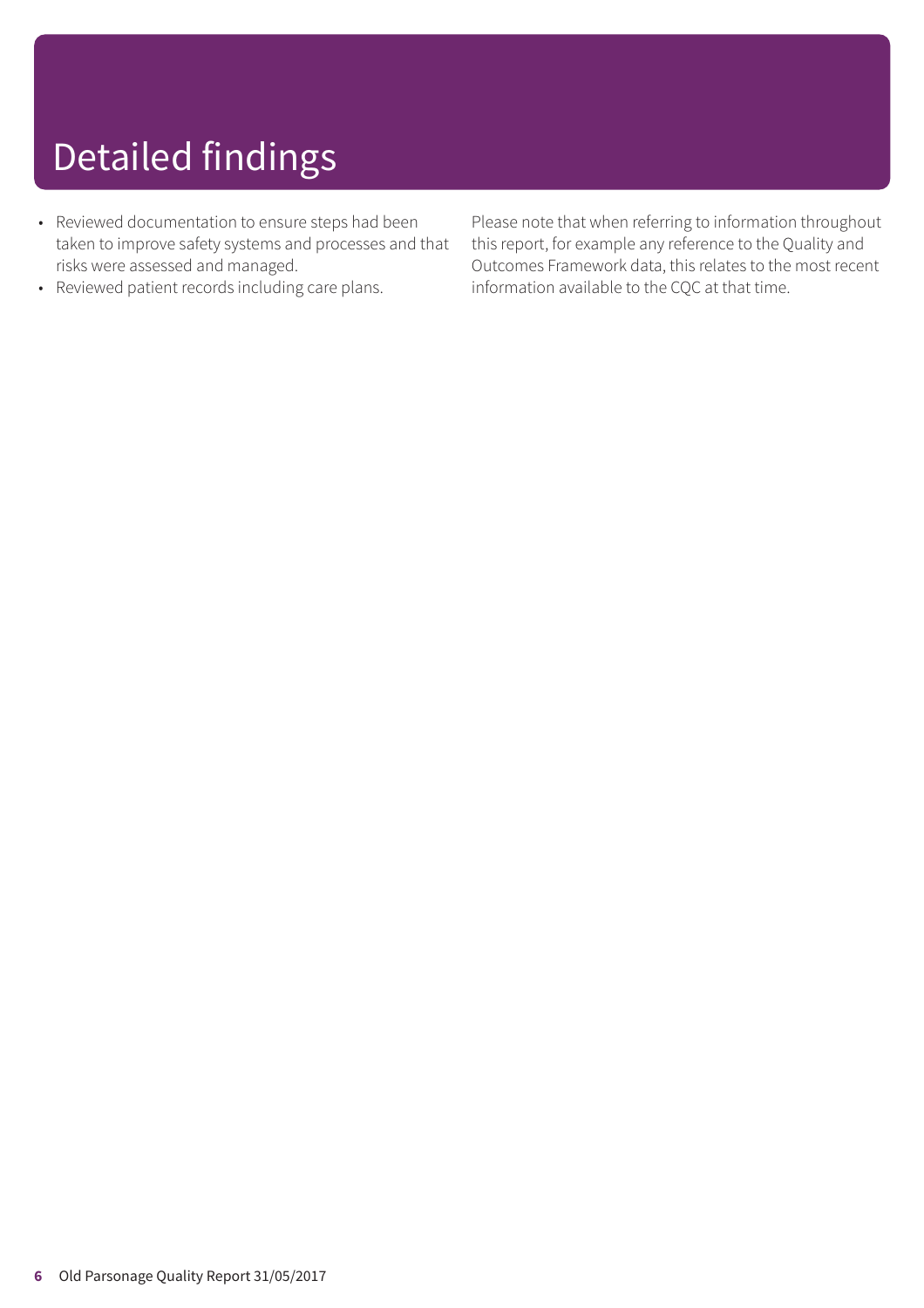# Detailed findings

- Reviewed documentation to ensure steps had been taken to improve safety systems and processes and that risks were assessed and managed.
- Reviewed patient records including care plans.

Please note that when referring to information throughout this report, for example any reference to the Quality and Outcomes Framework data, this relates to the most recent information available to the CQC at that time.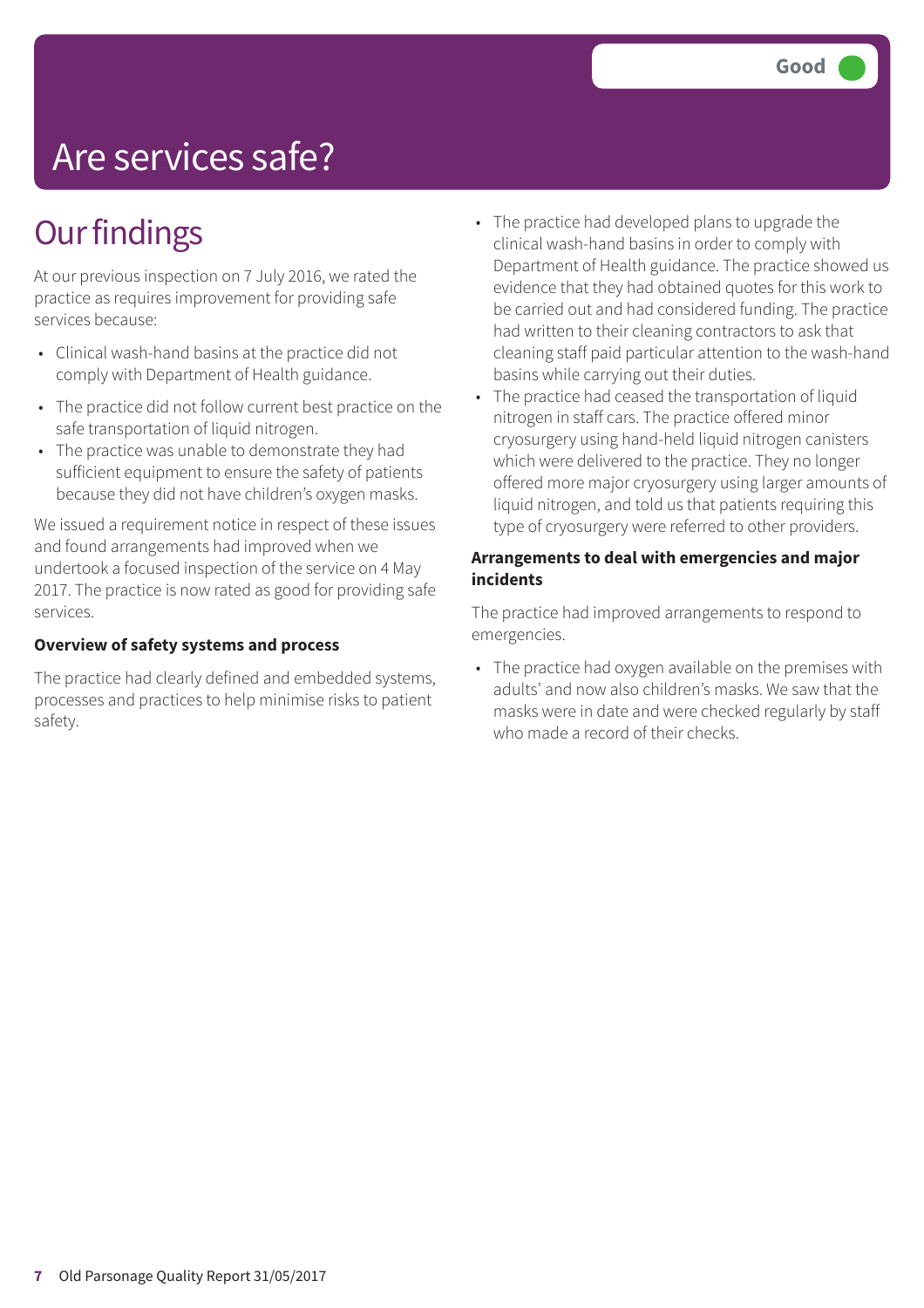# Are services safe?

Good

## Our findings

At our previous inspection on 7 July 2016, we rated the practice as requires improvement for providing safe services because:

- Clinical wash-hand basins at the practice did not comply with Department of Health guidance.
- The practice did not follow current best practice on the safe transportation of liquid nitrogen.
- The practice was unable to demonstrate they had sufficient equipment to ensure the safety of patients because they did not have children's oxygen masks.

We issued a requirement notice in respect of these issues and found arrangements had improved when we undertook a focused inspection of the service on 4 May 2017. The practice is now rated as good for providing safe services.

**Overview of safety systems and process**

The practice had clearly defined and embedded systems, processes and practices to help minimise risks to patient safety.

- The practice had developed plans to upgrade the clinical wash-hand basins in order to comply with Department of Health guidance. The practice showed us evidence that they had obtained quotes for this work to be carried out and had considered funding. The practice had written to their cleaning contractors to ask that cleaning staff paid particular attention to the wash-hand basins while carrying out their duties.
- The practice had ceased the transportation of liquid nitrogen in staff cars. The practice offered minor cryosurgery using hand-held liquid nitrogen canisters which were delivered to the practice. They no longer offered more major cryosurgery using larger amounts of liquid nitrogen, and told us that patients requiring this type of cryosurgery were referred to other providers.

**Arrangements to deal with emergencies and major incidents**

The practice had improved arrangements to respond to emergencies.

- The practice had oxygen available on the premises with adults' and now also children's masks. We saw that the masks were in date and were checked regularly by staff who made a record of their checks.